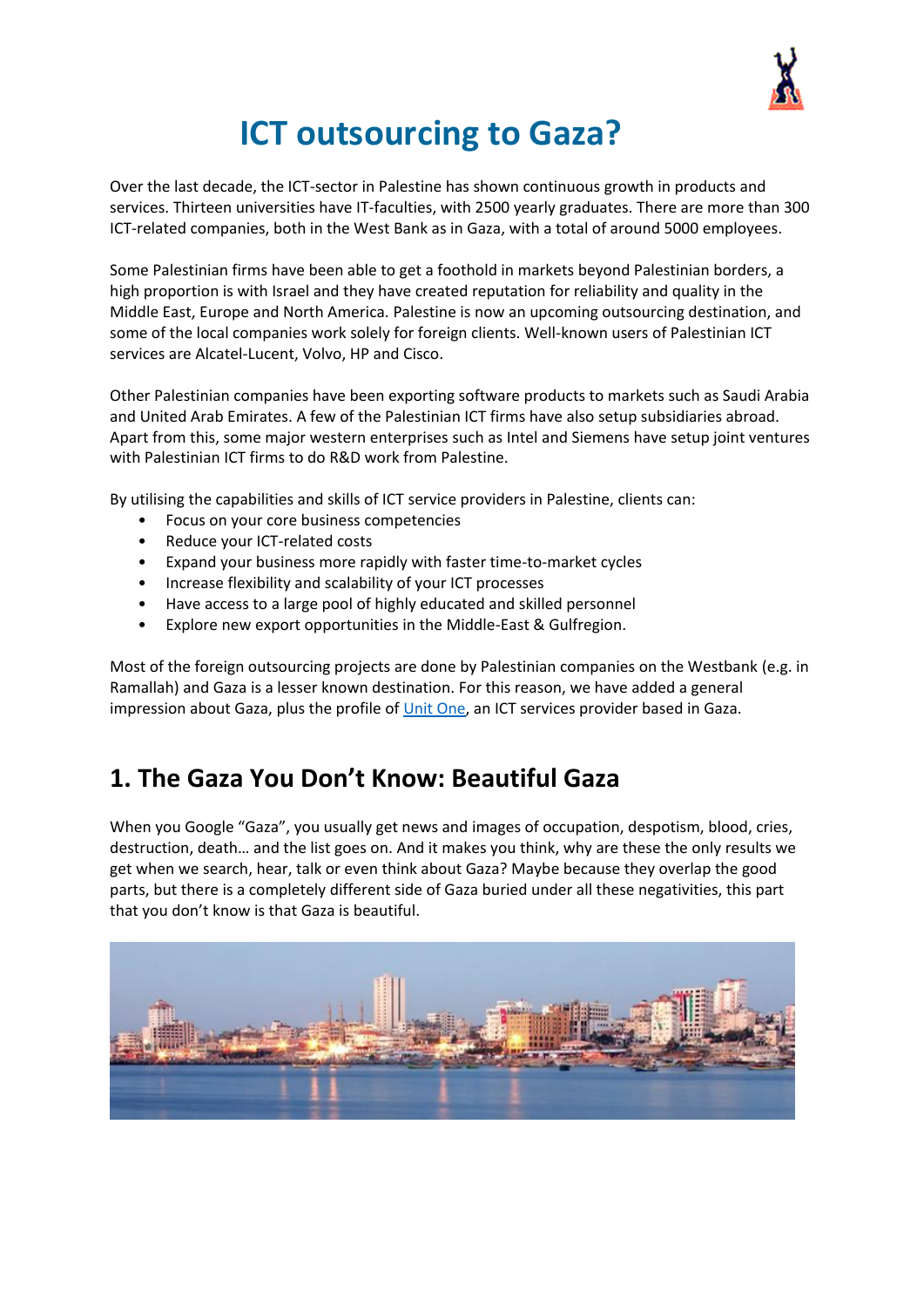# ICT outsourcing to Gaza?

Over the last decade, the ICT-sector in Palestine has shown continuous growth in products and services. Thirteen universities have IT-faculties, with 2500 yearly graduates. There are more than 300 ICT-related companies, both in the West Bank as in Gaza, with a total of around 5000 employees.

Some Palestinian firms have been able to get a foothold in markets beyond Palestinian borders, a high proportion is with Israel and they have created reputation for reliability and quality in the Middle East, Europe and North America. Palestine is now an upcoming outsourcing destination, and some of the local companies work solely for foreign clients. Well-known users of Palestinian ICT services are Alcatel-Lucent, Volvo, HP and Cisco.

Other Palestinian companies have been exporting software products to markets such as Saudi Arabia and United Arab Emirates. A few of the Palestinian ICT firms have also setup subsidiaries abroad. Apart from this, some major western enterprises such as Intel and Siemens have setup joint ventures with Palestinian ICT firms to do R&D work from Palestine.

By utilising the capabilities and skills of ICT service providers in Palestine, clients can:

- Focus on your core business competencies
- Reduce your ICT-related costs
- Expand your business more rapidly with faster time-to-market cycles
- Increase flexibility and scalability of your ICT processes
- Have access to a large pool of highly educated and skilled personnel
- Explore new export opportunities in the Middle-East & Gulfregion.

Most of the foreign outsourcing projects are done by Palestinian companies on the Westbank (e.g. in Ramallah) and Gaza is a lesser known destination. For this reason, we have added a general impression about Gaza, plus the profile of Unit One, an ICT services provider based in Gaza.

## 1. The Gaza You Don't Know: Beautiful Gaza

When you Google "Gaza", you usually get news and images of occupation, despotism, blood, cries, destruction, death… and the list goes on. And it makes you think, why are these the only results we get when we search, hear, talk or even think about Gaza? Maybe because they overlap the good parts, but there is a completely different side of Gaza buried under all these negativities, this part that you don't know is that Gaza is beautiful.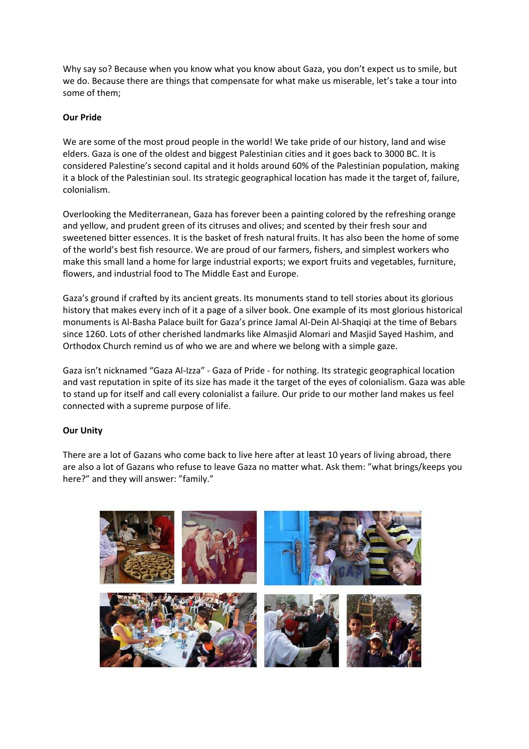Why say so? Because when you know what you know about Gaza, you don't expect us to smile, but we do. Because there are things that compensate for what make us miserable, let's take a tour into some of them;

**Our Pride**

We are some of the most proud people in the world! We take pride of our history, land and wise elders. Gaza is one of the oldest and biggest Palestinian cities and it goes back to 3000 BC. It is considered Palestine's second capital and it holds around 60% of the Palestinian population, making it a block of the Palestinian soul. Its strategic geographical location has made it the target of, failure, colonialism.

Overlooking the Mediterranean, Gaza has forever been a painting colored by the refreshing orange and yellow, and prudent green of its citruses and olives; and scented by their fresh sour and sweetened bitter essences. It is the basket of fresh natural fruits. It has also been the home of some of the world's best fish resource. We are proud of our farmers, fishers, and simplest workers who make this small land a home for large industrial exports; we export fruits and vegetables, furniture, flowers, and industrial food to The Middle East and Europe.

Gaza's ground if crafted by its ancient greats. Its monuments stand to tell stories about its glorious history that makes every inch of it a page of a silver book. One example of its most glorious historical monuments is Al-Basha Palace built for Gaza's prince Jamal Al-Dein Al-Shaqiqi at the time of Bebars since 1260. Lots of other cherished landmarks like Almasjid Alomari and Masjid Sayed Hashim, and Orthodox Church remind us of who we are and where we belong with a simple gaze.

Gaza isn't nicknamed "Gaza Al-Izza" - Gaza of Pride - for nothing. Its strategic geographical location and vast reputation in spite of its size has made it the target of the eyes of colonialism. Gaza was able to stand up for itself and call every colonialist a failure. Our pride to our mother land makes us feel connected with a supreme purpose of life.

**Our Unity**

There are a lot of Gazans who come back to live here after at least 10 years of living abroad, there are also a lot of Gazans who refuse to leave Gaza no matter what. Ask them: "what brings/keeps you here?" and they will answer: "family."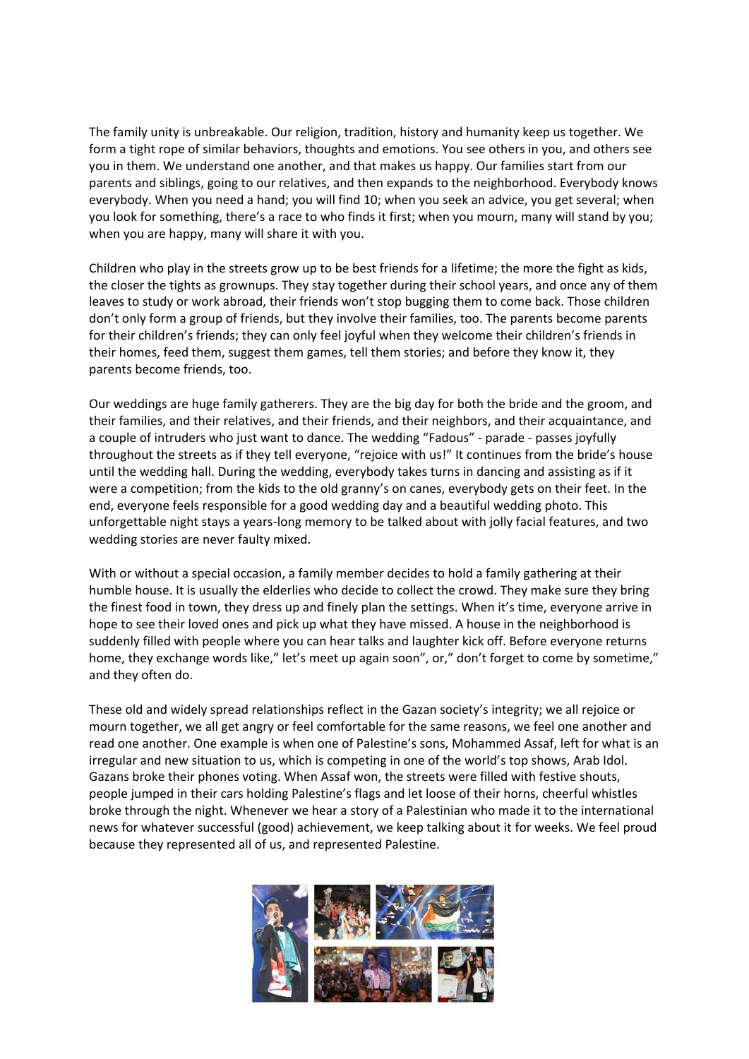The family unity is unbreakable. Our religion, tradition, history and humanity keep us together. We form a tight rope of similar behaviors, thoughts and emotions. You see others in you, and others see you in them. We understand one another, and that makes us happy. Our families start from our parents and siblings, going to our relatives, and then expands to the neighborhood. Everybody knows everybody. When you need a hand; you will find 10; when you seek an advice, you get several; when you look for something, there's a race to who finds it first; when you mourn, many will stand by you; when you are happy, many will share it with you.

Children who play in the streets grow up to be best friends for a lifetime; the more the fight as kids, the closer the tights as grownups. They stay together during their school years, and once any of them leaves to study or work abroad, their friends won't stop bugging them to come back. Those children don't only form a group of friends, but they involve their families, too. The parents become parents for their children's friends; they can only feel joyful when they welcome their children's friends in their homes, feed them, suggest them games, tell them stories; and before they know it, they parents become friends, too.

Our weddings are huge family gatherers. They are the big day for both the bride and the groom, and their families, and their relatives, and their friends, and their neighbors, and their acquaintance, and a couple of intruders who just want to dance. The wedding "Fadous" - parade - passes joyfully throughout the streets as if they tell everyone, "rejoice with us!" It continues from the bride's house until the wedding hall. During the wedding, everybody takes turns in dancing and assisting as if it were a competition; from the kids to the old granny's on canes, everybody gets on their feet. In the end, everyone feels responsible for a good wedding day and a beautiful wedding photo. This unforgettable night stays a years-long memory to be talked about with jolly facial features, and two wedding stories are never faulty mixed.

With or without a special occasion, a family member decides to hold a family gathering at their humble house. It is usually the elderlies who decide to collect the crowd. They make sure they bring the finest food in town, they dress up and finely plan the settings. When it's time, everyone arrive in hope to see their loved ones and pick up what they have missed. A house in the neighborhood is suddenly filled with people where you can hear talks and laughter kick off. Before everyone returns home, they exchange words like," let's meet up again soon", or," don't forget to come by sometime," and they often do.

These old and widely spread relationships reflect in the Gazan society's integrity; we all rejoice or mourn together, we all get angry or feel comfortable for the same reasons, we feel one another and read one another. One example is when one of Palestine's sons, Mohammed Assaf, left for what is an irregular and new situation to us, which is competing in one of the world's top shows, Arab Idol. Gazans broke their phones voting. When Assaf won, the streets were filled with festive shouts, people jumped in their cars holding Palestine's flags and let loose of their horns, cheerful whistles broke through the night. Whenever we hear a story of a Palestinian who made it to the international news for whatever successful (good) achievement, we keep talking about it for weeks. We feel proud because they represented all of us, and represented Palestine.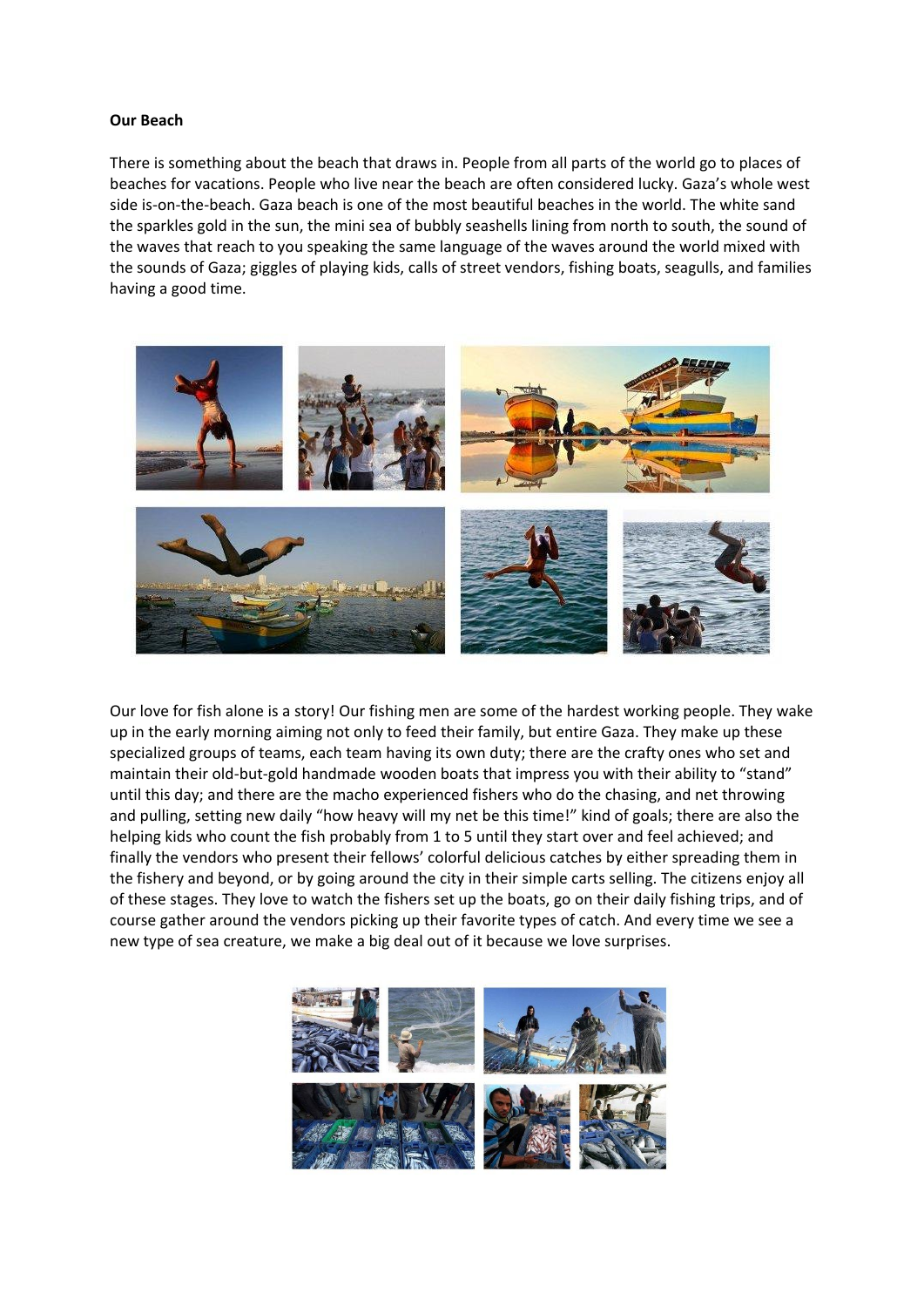**Our Beach**

There is something about the beach that draws in. People from all parts of the world go to places of beaches for vacations. People who live near the beach are often considered lucky. Gaza's whole west side is-on-the-beach. Gaza beach is one of the most beautiful beaches in the world. The white sand the sparkles gold in the sun, the mini sea of bubbly seashells lining from north to south, the sound of the waves that reach to you speaking the same language of the waves around the world mixed with the sounds of Gaza; giggles of playing kids, calls of street vendors, fishing boats, seagulls, and families having a good time.

Our love for fish alone is a story! Our fishing men are some of the hardest working people. They wake up in the early morning aiming not only to feed their family, but entire Gaza. They make up these specialized groups of teams, each team having its own duty; there are the crafty ones who set and maintain their old-but-gold handmade wooden boats that impress you with their ability to "stand" until this day; and there are the macho experienced fishers who do the chasing, and net throwing and pulling, setting new daily "how heavy will my net be this time!" kind of goals; there are also the helping kids who count the fish probably from 1 to 5 until they start over and feel achieved; and finally the vendors who present their fellows' colorful delicious catches by either spreading them in the fishery and beyond, or by going around the city in their simple carts selling. The citizens enjoy all of these stages. They love to watch the fishers set up the boats, go on their daily fishing trips, and of course gather around the vendors picking up their favorite types of catch. And every time we see a new type of sea creature, we make a big deal out of it because we love surprises.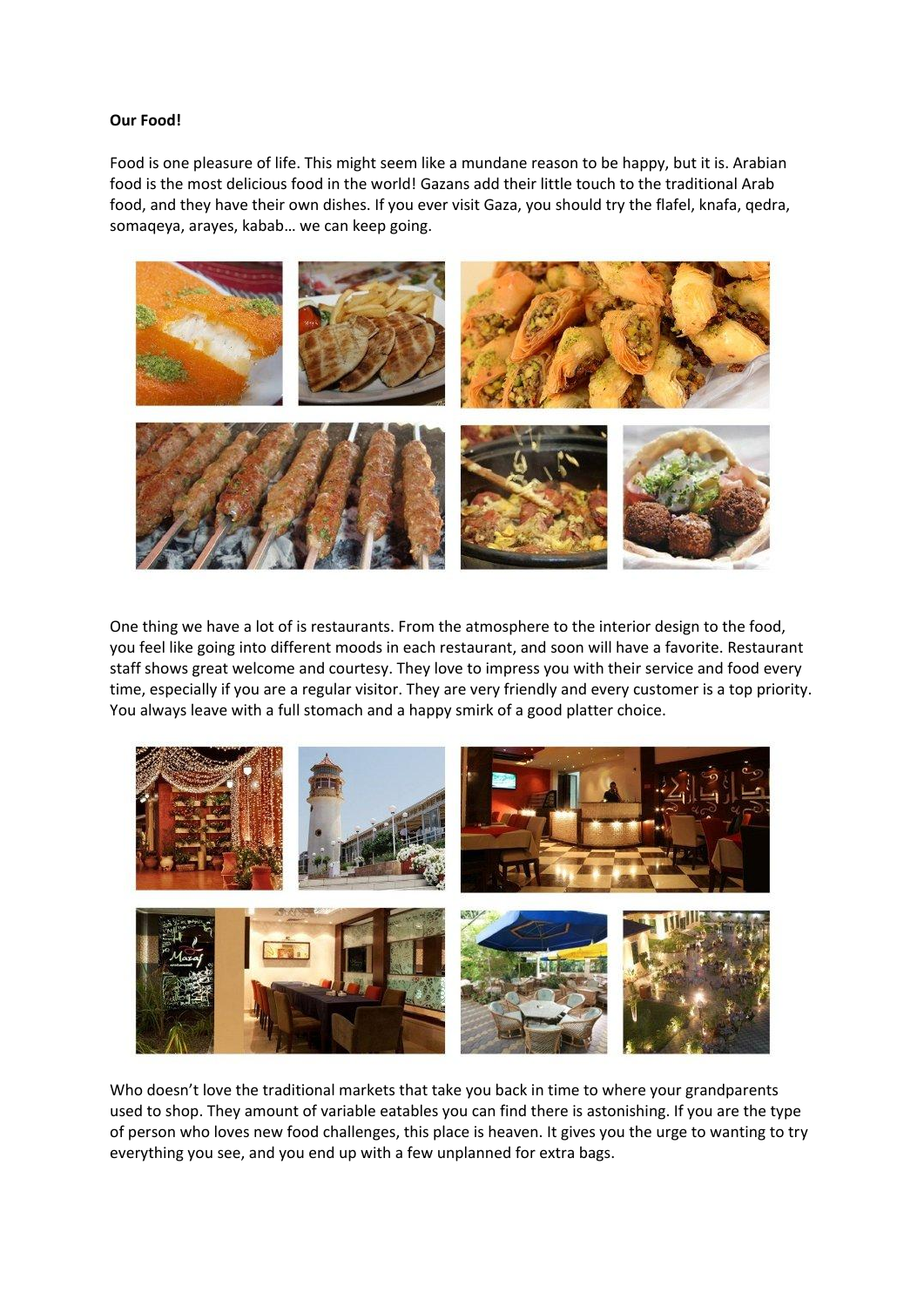**Our Food!**

Food is one pleasure of life. This might seem like a mundane reason to be happy, but it is. Arabian food is the most delicious food in the world! Gazans add their little touch to the traditional Arab food, and they have their own dishes. If you ever visit Gaza, you should try the flafel, knafa, qedra, somaqeya, arayes, kabab… we can keep going.

One thing we have a lot of is restaurants. From the atmosphere to the interior design to the food, you feel like going into different moods in each restaurant, and soon will have a favorite. Restaurant staff shows great welcome and courtesy. They love to impress you with their service and food every time, especially if you are a regular visitor. They are very friendly and every customer is a top priority. You always leave with a full stomach and a happy smirk of a good platter choice.

Who doesn't love the traditional markets that take you back in time to where your grandparents used to shop. They amount of variable eatables you can find there is astonishing. If you are the type of person who loves new food challenges, this place is heaven. It gives you the urge to wanting to try everything you see, and you end up with a few unplanned for extra bags.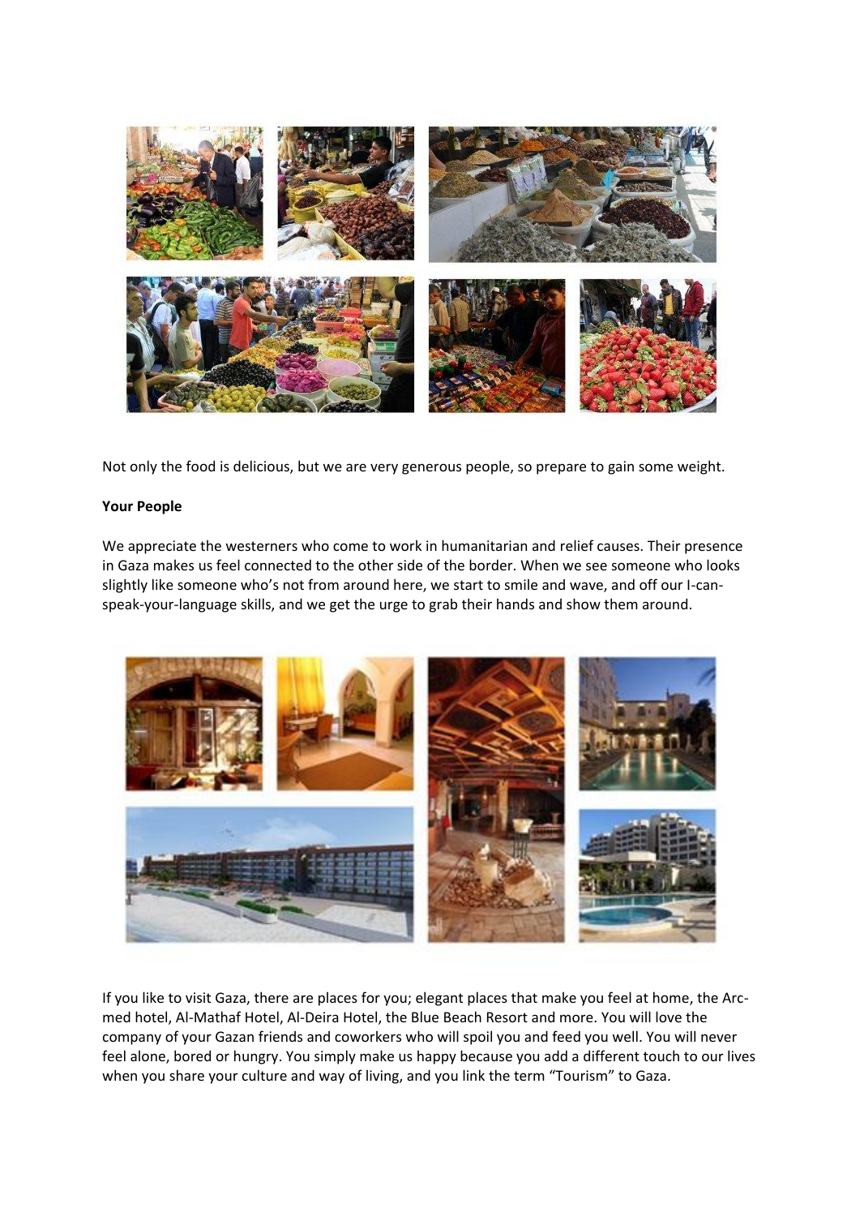Not only the food is delicious, but we are very generous people, so prepare to gain some weight.

**Your People**

We appreciate the westerners who come to work in humanitarian and relief causes. Their presence in Gaza makes us feel connected to the other side of the border. When we see someone who looks slightly like someone who's not from around here, we start to smile and wave, and off our I-can-speak-your-language skills, and we get the urge to grab their hands and show them around.

If you like to visit Gaza, there are places for you; elegant places that make you feel at home, the Arc-med hotel, Al-Mathaf Hotel, Al-Deira Hotel, the Blue Beach Resort and more. You will love the company of your Gazan friends and coworkers who will spoil you and feed you well. You will never feel alone, bored or hungry. You simply make us happy because you add a different touch to our lives when you share your culture and way of living, and you link the term "Tourism" to Gaza.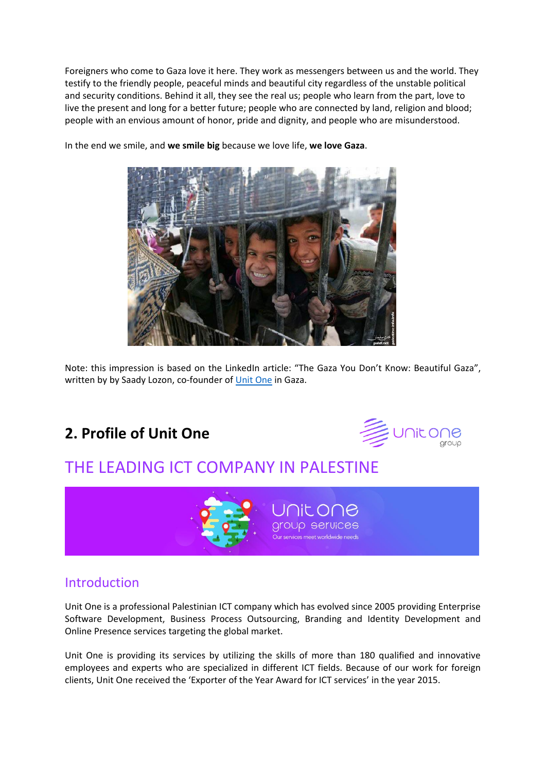Foreigners who come to Gaza love it here. They work as messengers between us and the world. They testify to the friendly people, peaceful minds and beautiful city regardless of the unstable political and security conditions. Behind it all, they see the real us; people who learn from the part, love to live the present and long for a better future; people who are connected by land, religion and blood; people with an envious amount of honor, pride and dignity, and people who are misunderstood.

In the end we smile, and **we smile big** because we love life, **we love Gaza**.

Note: this impression is based on the LinkedIn article: "The Gaza You Don't Know: Beautiful Gaza", written by by Saady Lozon, co-founder of Unit One in Gaza.

## 2. Profile of Unit One

## THE LEADING ICT COMPANY IN PALESTINE

### Introduction

Unit One is a professional Palestinian ICT company which has evolved since 2005 providing Enterprise Software Development, Business Process Outsourcing, Branding and Identity Development and Online Presence services targeting the global market.

Unit One is providing its services by utilizing the skills of more than 180 qualified and innovative employees and experts who are specialized in different ICT fields. Because of our work for foreign clients, Unit One received the 'Exporter of the Year Award for ICT services' in the year 2015.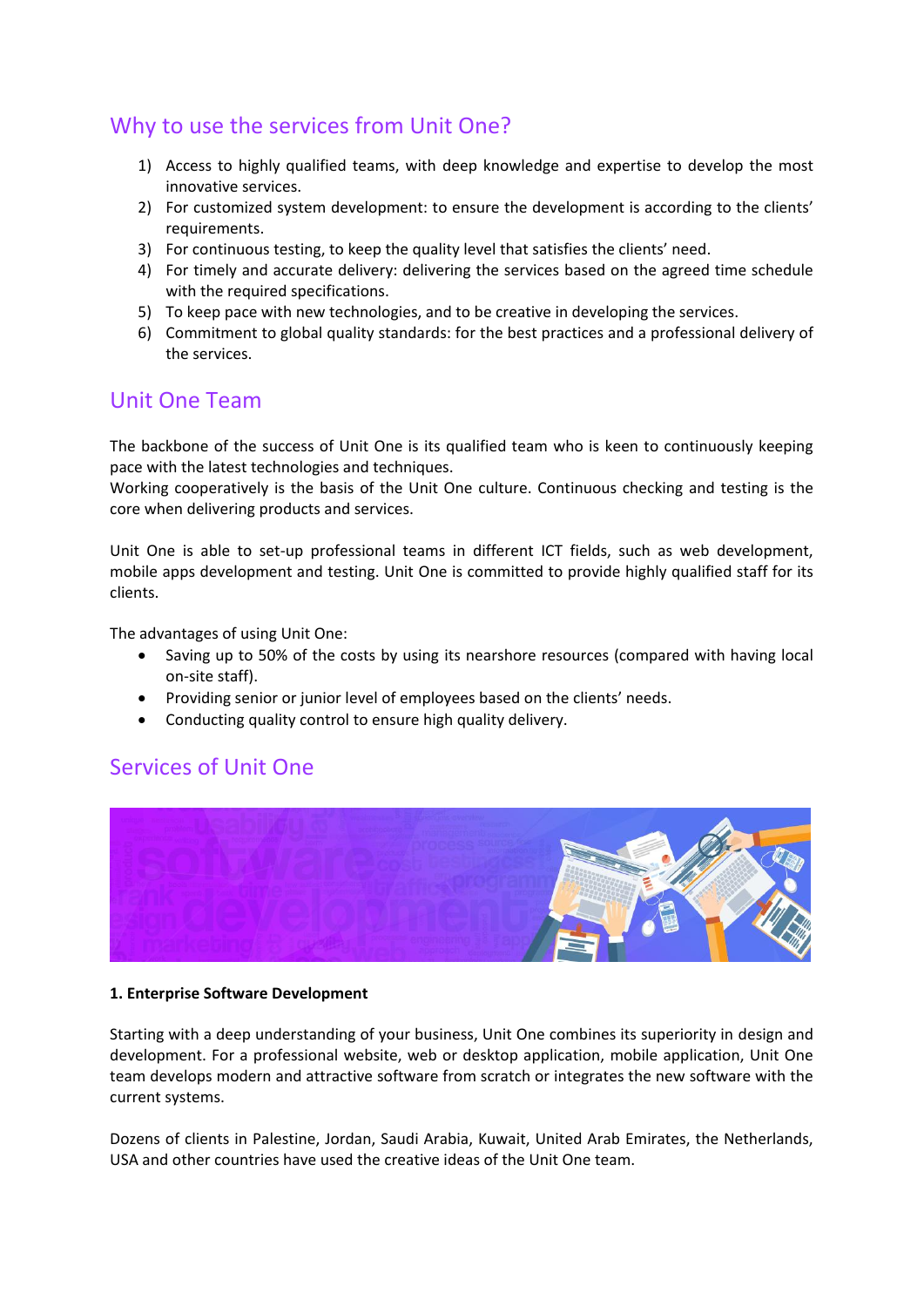## Why to use the services from Unit One?

1) Access to highly qualified teams, with deep knowledge and expertise to develop the most innovative services.
2) For customized system development: to ensure the development is according to the clients' requirements.
3) For continuous testing, to keep the quality level that satisfies the clients' need.
4) For timely and accurate delivery: delivering the services based on the agreed time schedule with the required specifications.
5) To keep pace with new technologies, and to be creative in developing the services.
6) Commitment to global quality standards: for the best practices and a professional delivery of the services.

## Unit One Team

The backbone of the success of Unit One is its qualified team who is keen to continuously keeping pace with the latest technologies and techniques.
Working cooperatively is the basis of the Unit One culture. Continuous checking and testing is the core when delivering products and services.

Unit One is able to set-up professional teams in different ICT fields, such as web development, mobile apps development and testing. Unit One is committed to provide highly qualified staff for its clients.

The advantages of using Unit One:

- Saving up to 50% of the costs by using its nearshore resources (compared with having local on-site staff).
- Providing senior or junior level of employees based on the clients' needs.
- Conducting quality control to ensure high quality delivery.

## Services of Unit One

**1. Enterprise Software Development**

Starting with a deep understanding of your business, Unit One combines its superiority in design and development. For a professional website, web or desktop application, mobile application, Unit One team develops modern and attractive software from scratch or integrates the new software with the current systems.

Dozens of clients in Palestine, Jordan, Saudi Arabia, Kuwait, United Arab Emirates, the Netherlands, USA and other countries have used the creative ideas of the Unit One team.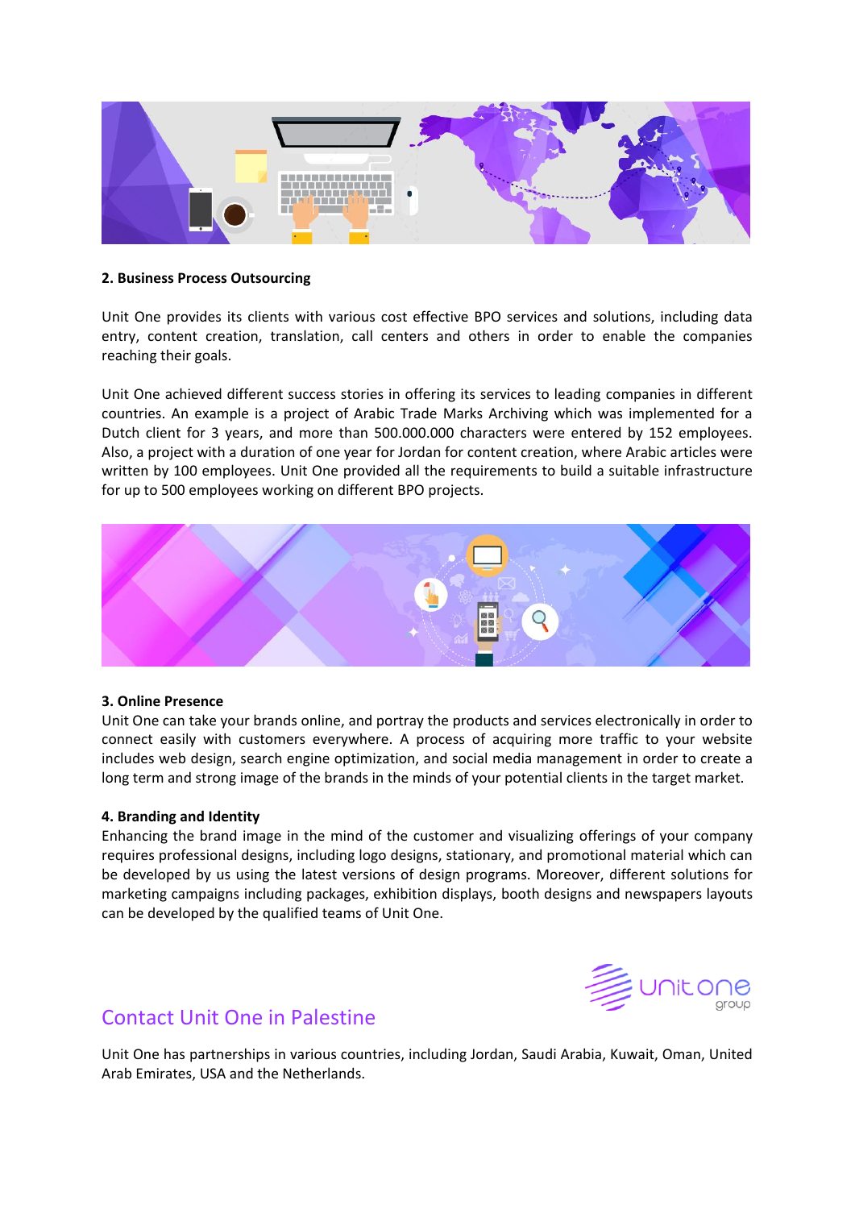**2. Business Process Outsourcing**

Unit One provides its clients with various cost effective BPO services and solutions, including data entry, content creation, translation, call centers and others in order to enable the companies reaching their goals.

Unit One achieved different success stories in offering its services to leading companies in different countries. An example is a project of Arabic Trade Marks Archiving which was implemented for a Dutch client for 3 years, and more than 500.000.000 characters were entered by 152 employees. Also, a project with a duration of one year for Jordan for content creation, where Arabic articles were written by 100 employees. Unit One provided all the requirements to build a suitable infrastructure for up to 500 employees working on different BPO projects.

**3. Online Presence**

Unit One can take your brands online, and portray the products and services electronically in order to connect easily with customers everywhere. A process of acquiring more traffic to your website includes web design, search engine optimization, and social media management in order to create a long term and strong image of the brands in the minds of your potential clients in the target market.

**4. Branding and Identity**

Enhancing the brand image in the mind of the customer and visualizing offerings of your company requires professional designs, including logo designs, stationary, and promotional material which can be developed by us using the latest versions of design programs. Moreover, different solutions for marketing campaigns including packages, exhibition displays, booth designs and newspapers layouts can be developed by the qualified teams of Unit One.

## Contact Unit One in Palestine

Unit One has partnerships in various countries, including Jordan, Saudi Arabia, Kuwait, Oman, United Arab Emirates, USA and the Netherlands.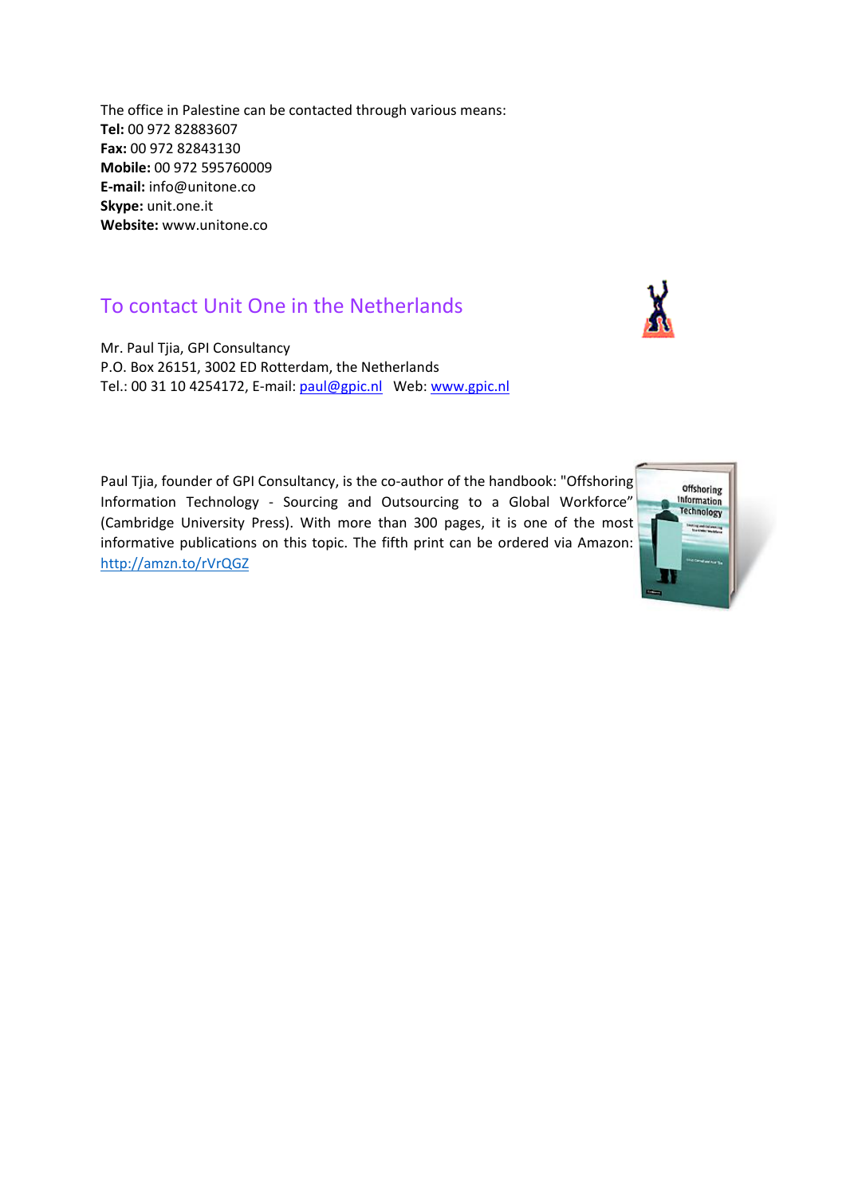The office in Palestine can be contacted through various means:
**Tel:** 00 972 82883607
**Fax:** 00 972 82843130
**Mobile:** 00 972 595760009
**E-mail:** info@unitone.co
**Skype:** unit.one.it
**Website:** www.unitone.co

## To contact Unit One in the Netherlands

Mr. Paul Tjia, GPI Consultancy
P.O. Box 26151, 3002 ED Rotterdam, the Netherlands
Tel.: 00 31 10 4254172, E-mail: paul@gpic.nl   Web: www.gpic.nl

Paul Tjia, founder of GPI Consultancy, is the co-author of the handbook: "Offshoring Information Technology - Sourcing and Outsourcing to a Global Workforce" (Cambridge University Press). With more than 300 pages, it is one of the most informative publications on this topic. The fifth print can be ordered via Amazon: http://amzn.to/rVrQGZ